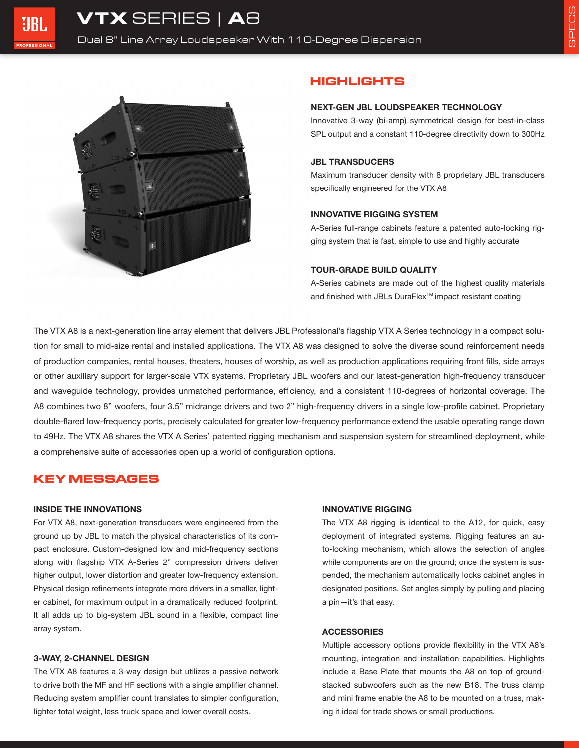# VTX SERIES | A8

Dual 8" Line Array Loudspeaker With 110-Degree Dispersion

## HIGHLIGHTS

**NEXT-GEN JBL LOUDSPEAKER TECHNOLOGY**

Innovative 3-way (bi-amp) symmetrical design for best-in-class SPL output and a constant 110-degree directivity down to 300Hz

**JBL TRANSDUCERS**

Maximum transducer density with 8 proprietary JBL transducers specifically engineered for the VTX A8

**INNOVATIVE RIGGING SYSTEM**

A-Series full-range cabinets feature a patented auto-locking rigging system that is fast, simple to use and highly accurate

**TOUR-GRADE BUILD QUALITY**

A-Series cabinets are made out of the highest quality materials and finished with JBLs DuraFlex™ impact resistant coating

The VTX A8 is a next-generation line array element that delivers JBL Professional's flagship VTX A Series technology in a compact solution for small to mid-size rental and installed applications. The VTX A8 was designed to solve the diverse sound reinforcement needs of production companies, rental houses, theaters, houses of worship, as well as production applications requiring front fills, side arrays or other auxiliary support for larger-scale VTX systems. Proprietary JBL woofers and our latest-generation high-frequency transducer and waveguide technology, provides unmatched performance, efficiency, and a consistent 110-degrees of horizontal coverage. The A8 combines two 8" woofers, four 3.5" midrange drivers and two 2" high-frequency drivers in a single low-profile cabinet. Proprietary double-flared low-frequency ports, precisely calculated for greater low-frequency performance extend the usable operating range down to 49Hz. The VTX A8 shares the VTX A Series' patented rigging mechanism and suspension system for streamlined deployment, while a comprehensive suite of accessories open up a world of configuration options.

## KEY MESSAGES

**INSIDE THE INNOVATIONS**

For VTX A8, next-generation transducers were engineered from the ground up by JBL to match the physical characteristics of its compact enclosure. Custom-designed low and mid-frequency sections along with flagship VTX A-Series 2" compression drivers deliver higher output, lower distortion and greater low-frequency extension. Physical design refinements integrate more drivers in a smaller, lighter cabinet, for maximum output in a dramatically reduced footprint. It all adds up to big-system JBL sound in a flexible, compact line array system.

**3-WAY, 2-CHANNEL DESIGN**

The VTX A8 features a 3-way design but utilizes a passive network to drive both the MF and HF sections with a single amplifier channel. Reducing system amplifier count translates to simpler configuration, lighter total weight, less truck space and lower overall costs.

**INNOVATIVE RIGGING**

The VTX A8 rigging is identical to the A12, for quick, easy deployment of integrated systems. Rigging features an auto-locking mechanism, which allows the selection of angles while components are on the ground; once the system is suspended, the mechanism automatically locks cabinet angles in designated positions. Set angles simply by pulling and placing a pin—it's that easy.

**ACCESSORIES**

Multiple accessory options provide flexibility in the VTX A8's mounting, integration and installation capabilities. Highlights include a Base Plate that mounts the A8 on top of ground-stacked subwoofers such as the new B18. The truss clamp and mini frame enable the A8 to be mounted on a truss, making it ideal for trade shows or small productions.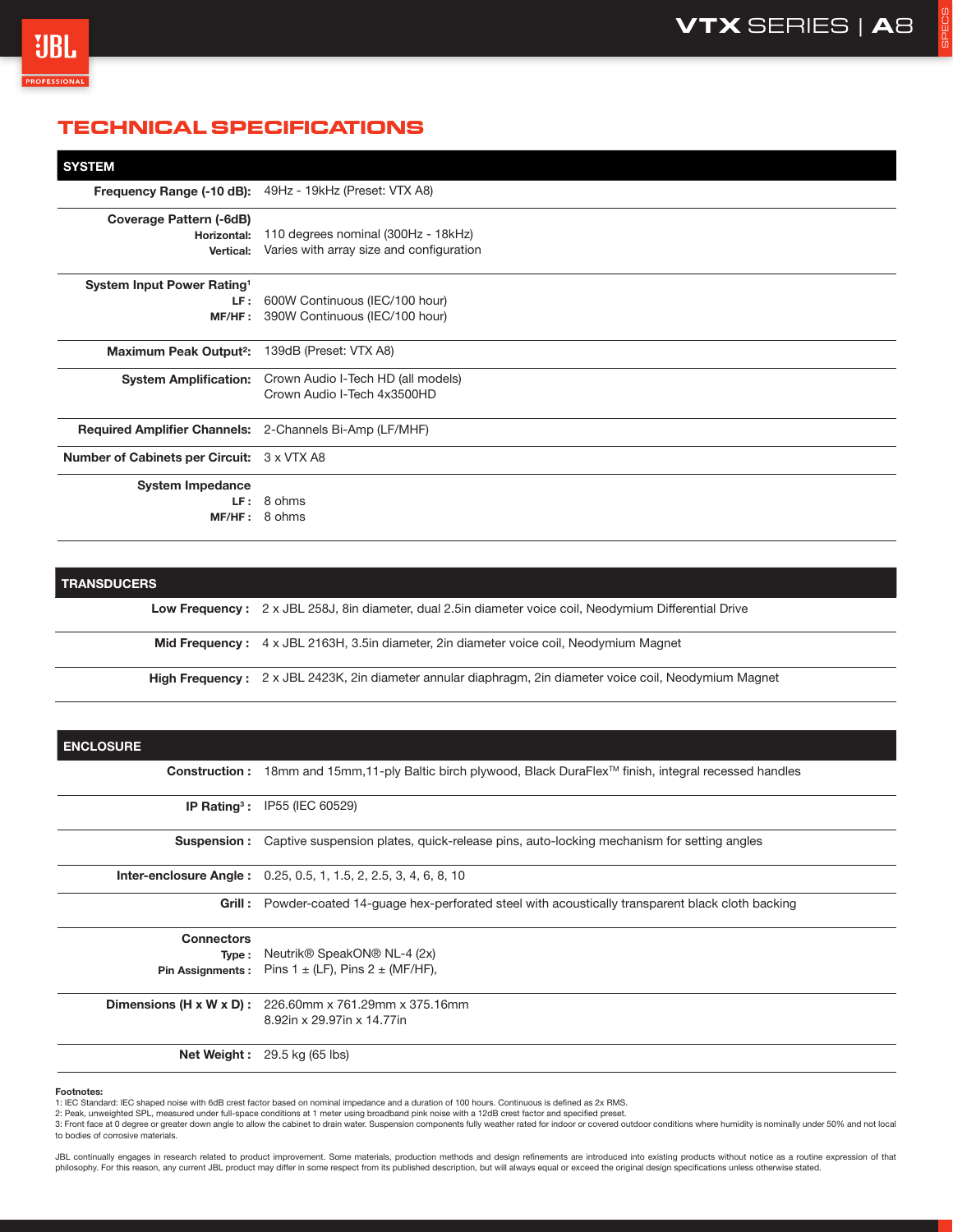# TECHNICAL SPECIFICATIONS

| SYSTEM | |
|---|---|
| **Frequency Range (-10 dB):** | 49Hz - 19kHz (Preset: VTX A8) |
| **Coverage Pattern (-6dB)** | |
| **Horizontal:** | 110 degrees nominal (300Hz - 18kHz) |
| **Vertical:** | Varies with array size and configuration |
| **System Input Power Rating[1]** | |
| **LF :** | 600W Continuous (IEC/100 hour) |
| **MF/HF :** | 390W Continuous (IEC/100 hour) |
| **Maximum Peak Output[2]:** | 139dB (Preset: VTX A8) |
| **System Amplification:** | Crown Audio I-Tech HD (all models)<br>Crown Audio I-Tech 4x3500HD |
| **Required Amplifier Channels:** | 2-Channels Bi-Amp (LF/MHF) |
| **Number of Cabinets per Circuit:** | 3 x VTX A8 |
| **System Impedance** | |
| **LF :** | 8 ohms |
| **MF/HF :** | 8 ohms |

| TRANSDUCERS | |
|---|---|
| **Low Frequency :** | 2 x JBL 258J, 8in diameter, dual 2.5in diameter voice coil, Neodymium Differential Drive |
| **Mid Frequency :** | 4 x JBL 2163H, 3.5in diameter, 2in diameter voice coil, Neodymium Magnet |
| **High Frequency :** | 2 x JBL 2423K, 2in diameter annular diaphragm, 2in diameter voice coil, Neodymium Magnet |

| ENCLOSURE | |
|---|---|
| **Construction :** | 18mm and 15mm,11-ply Baltic birch plywood, Black DuraFlex™ finish, integral recessed handles |
| **IP Rating[3] :** | IP55 (IEC 60529) |
| **Suspension :** | Captive suspension plates, quick-release pins, auto-locking mechanism for setting angles |
| **Inter-enclosure Angle :** | 0.25, 0.5, 1, 1.5, 2, 2.5, 3, 4, 6, 8, 10 |
| **Grill :** | Powder-coated 14-guage hex-perforated steel with acoustically transparent black cloth backing |
| **Connectors** | |
| **Type :** | Neutrik® SpeakON® NL-4 (2x) |
| **Pin Assignments :** | Pins 1 ± (LF), Pins 2 ± (MF/HF), |
| **Dimensions (H x W x D) :** | 226.60mm x 761.29mm x 375.16mm<br>8.92in x 29.97in x 14.77in |
| **Net Weight :** | 29.5 kg (65 lbs) |

**Footnotes:**

1: IEC Standard: IEC shaped noise with 6dB crest factor based on nominal impedance and a duration of 100 hours. Continuous is defined as 2x RMS.
2: Peak, unweighted SPL, measured under full-space conditions at 1 meter using broadband pink noise with a 12dB crest factor and specified preset.
3: Front face at 0 degree or greater down angle to allow the cabinet to drain water. Suspension components fully weather rated for indoor or covered outdoor conditions where humidity is nominally under 50% and not local to bodies of corrosive materials.

JBL continually engages in research related to product improvement. Some materials, production methods and design refinements are introduced into existing products without notice as a routine expression of that philosophy. For this reason, any current JBL product may differ in some respect from its published description, but will always equal or exceed the original design specifications unless otherwise stated.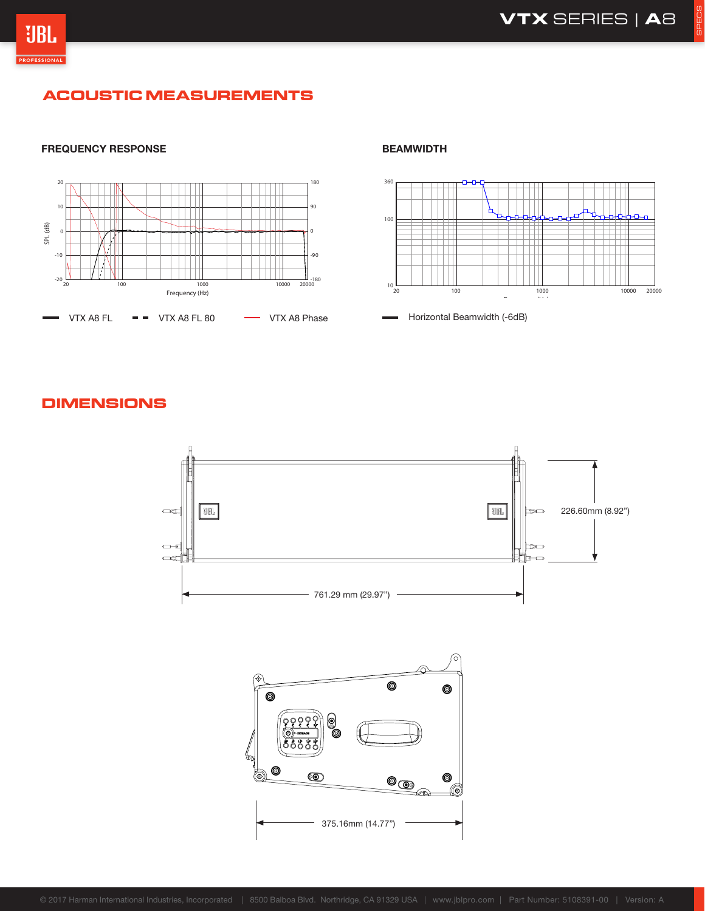## ACOUSTIC MEASUREMENTS

### FREQUENCY RESPONSE

SPL (dB)

20
10
0
-10
-20

180
90
0
-90
-180

20 100 1000 10000 20000

Frequency (Hz)

VTX A8 FL
VTX A8 FL 80
VTX A8 Phase

### BEAMWIDTH

360
100
10

20 100 1000 10000 20000

Horizontal Beamwidth (-6dB)

## DIMENSIONS

226.60mm (8.92")

761.29 mm (29.97")

375.16mm (14.77")